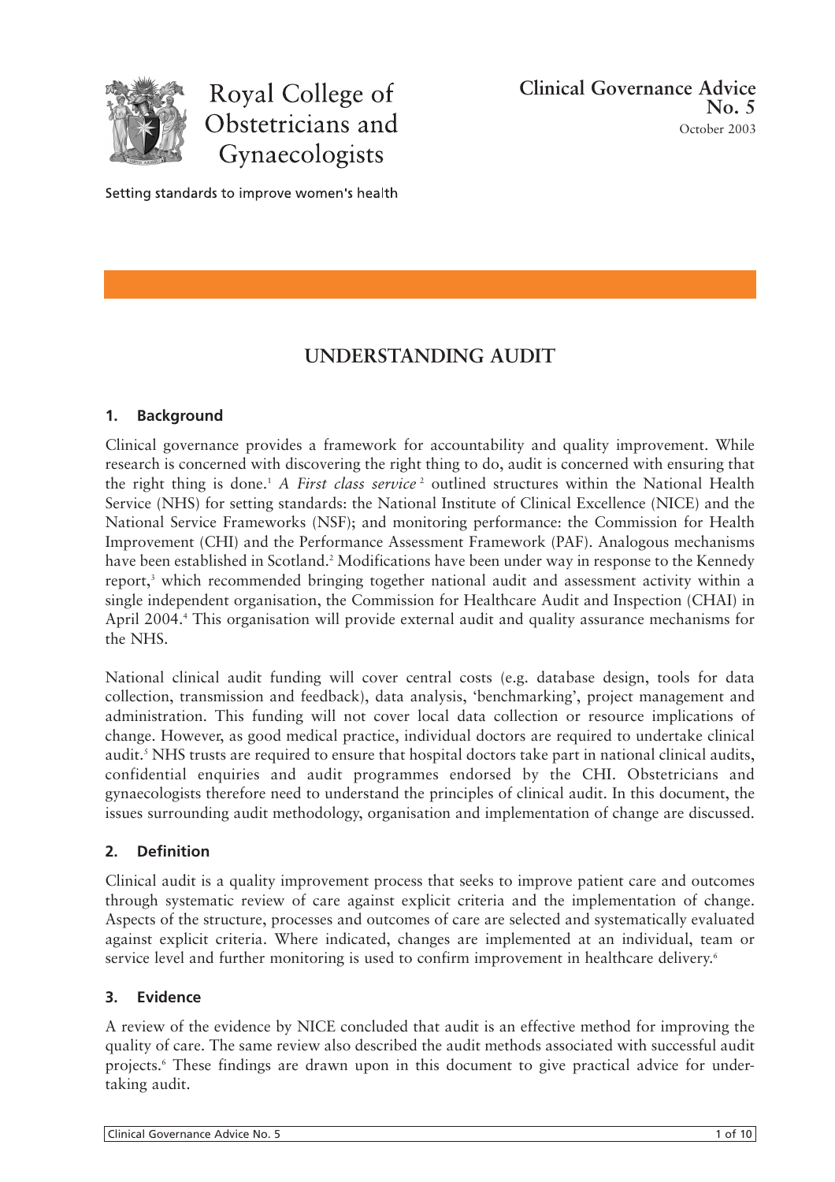Royal College of Obstetricians and Gynaecologists

Setting standards to improve women's health

**Clinical Governance Advice No. 5**
October 2003

# UNDERSTANDING AUDIT

## 1. Background

Clinical governance provides a framework for accountability and quality improvement. While research is concerned with discovering the right thing to do, audit is concerned with ensuring that the right thing is done.[1] *A First class service*[2] outlined structures within the National Health Service (NHS) for setting standards: the National Institute of Clinical Excellence (NICE) and the National Service Frameworks (NSF); and monitoring performance: the Commission for Health Improvement (CHI) and the Performance Assessment Framework (PAF). Analogous mechanisms have been established in Scotland.[2] Modifications have been under way in response to the Kennedy report,[3] which recommended bringing together national audit and assessment activity within a single independent organisation, the Commission for Healthcare Audit and Inspection (CHAI) in April 2004.[4] This organisation will provide external audit and quality assurance mechanisms for the NHS.

National clinical audit funding will cover central costs (e.g. database design, tools for data collection, transmission and feedback), data analysis, 'benchmarking', project management and administration. This funding will not cover local data collection or resource implications of change. However, as good medical practice, individual doctors are required to undertake clinical audit.[5] NHS trusts are required to ensure that hospital doctors take part in national clinical audits, confidential enquiries and audit programmes endorsed by the CHI. Obstetricians and gynaecologists therefore need to understand the principles of clinical audit. In this document, the issues surrounding audit methodology, organisation and implementation of change are discussed.

## 2. Definition

Clinical audit is a quality improvement process that seeks to improve patient care and outcomes through systematic review of care against explicit criteria and the implementation of change. Aspects of the structure, processes and outcomes of care are selected and systematically evaluated against explicit criteria. Where indicated, changes are implemented at an individual, team or service level and further monitoring is used to confirm improvement in healthcare delivery.[6]

## 3. Evidence

A review of the evidence by NICE concluded that audit is an effective method for improving the quality of care. The same review also described the audit methods associated with successful audit projects.[6] These findings are drawn upon in this document to give practical advice for undertaking audit.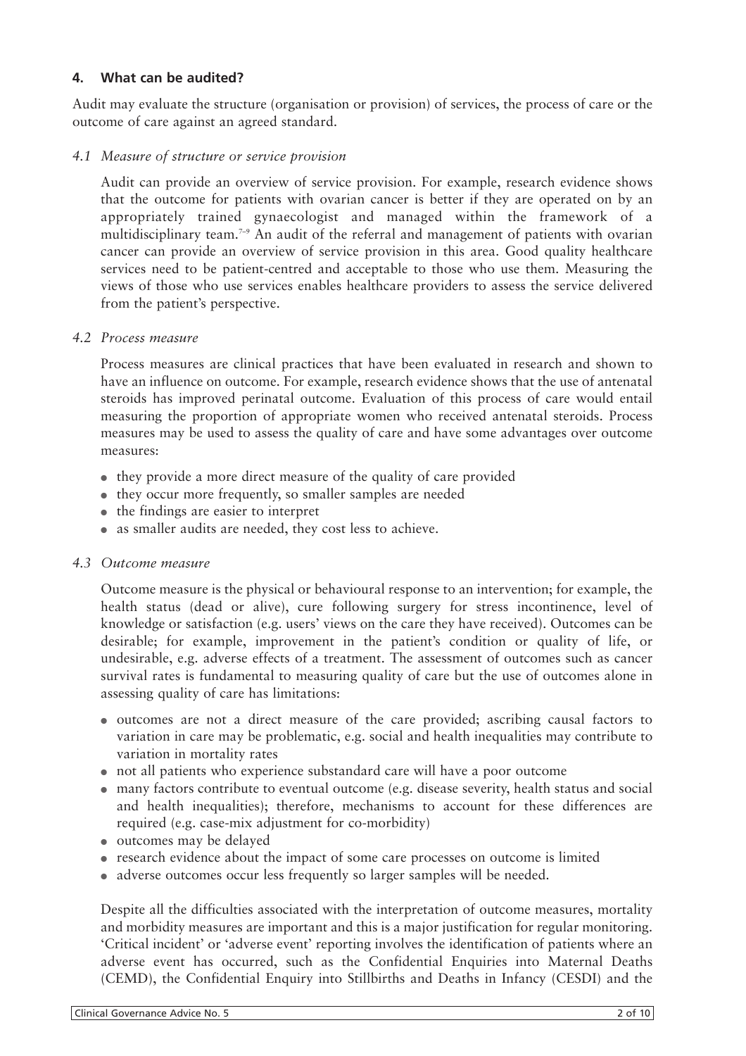## 4. What can be audited?

Audit may evaluate the structure (organisation or provision) of services, the process of care or the outcome of care against an agreed standard.

### *4.1 Measure of structure or service provision*

Audit can provide an overview of service provision. For example, research evidence shows that the outcome for patients with ovarian cancer is better if they are operated on by an appropriately trained gynaecologist and managed within the framework of a multidisciplinary team.[7–9] An audit of the referral and management of patients with ovarian cancer can provide an overview of service provision in this area. Good quality healthcare services need to be patient-centred and acceptable to those who use them. Measuring the views of those who use services enables healthcare providers to assess the service delivered from the patient's perspective.

### *4.2 Process measure*

Process measures are clinical practices that have been evaluated in research and shown to have an influence on outcome. For example, research evidence shows that the use of antenatal steroids has improved perinatal outcome. Evaluation of this process of care would entail measuring the proportion of appropriate women who received antenatal steroids. Process measures may be used to assess the quality of care and have some advantages over outcome measures:

- they provide a more direct measure of the quality of care provided
- they occur more frequently, so smaller samples are needed
- the findings are easier to interpret
- as smaller audits are needed, they cost less to achieve.

### *4.3 Outcome measure*

Outcome measure is the physical or behavioural response to an intervention; for example, the health status (dead or alive), cure following surgery for stress incontinence, level of knowledge or satisfaction (e.g. users' views on the care they have received). Outcomes can be desirable; for example, improvement in the patient's condition or quality of life, or undesirable, e.g. adverse effects of a treatment. The assessment of outcomes such as cancer survival rates is fundamental to measuring quality of care but the use of outcomes alone in assessing quality of care has limitations:

- outcomes are not a direct measure of the care provided; ascribing causal factors to variation in care may be problematic, e.g. social and health inequalities may contribute to variation in mortality rates
- not all patients who experience substandard care will have a poor outcome
- many factors contribute to eventual outcome (e.g. disease severity, health status and social and health inequalities); therefore, mechanisms to account for these differences are required (e.g. case-mix adjustment for co-morbidity)
- outcomes may be delayed
- research evidence about the impact of some care processes on outcome is limited
- adverse outcomes occur less frequently so larger samples will be needed.

Despite all the difficulties associated with the interpretation of outcome measures, mortality and morbidity measures are important and this is a major justification for regular monitoring. 'Critical incident' or 'adverse event' reporting involves the identification of patients where an adverse event has occurred, such as the Confidential Enquiries into Maternal Deaths (CEMD), the Confidential Enquiry into Stillbirths and Deaths in Infancy (CESDI) and the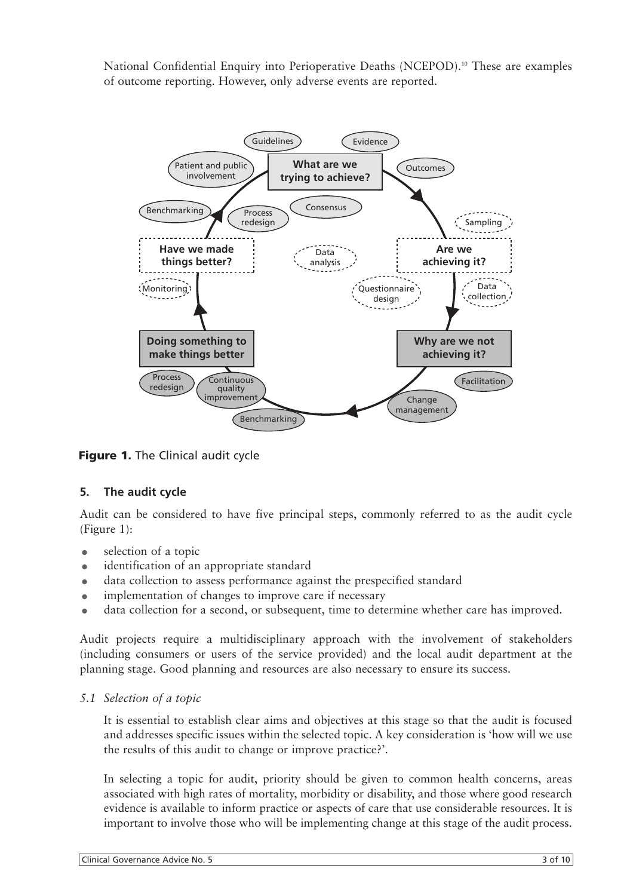National Confidential Enquiry into Perioperative Deaths (NCEPOD).[10] These are examples of outcome reporting. However, only adverse events are reported.

**Figure 1.** The Clinical audit cycle

## 5. The audit cycle

Audit can be considered to have five principal steps, commonly referred to as the audit cycle (Figure 1):

- selection of a topic
- identification of an appropriate standard
- data collection to assess performance against the prespecified standard
- implementation of changes to improve care if necessary
- data collection for a second, or subsequent, time to determine whether care has improved.

Audit projects require a multidisciplinary approach with the involvement of stakeholders (including consumers or users of the service provided) and the local audit department at the planning stage. Good planning and resources are also necessary to ensure its success.

### *5.1 Selection of a topic*

It is essential to establish clear aims and objectives at this stage so that the audit is focused and addresses specific issues within the selected topic. A key consideration is 'how will we use the results of this audit to change or improve practice?'.

In selecting a topic for audit, priority should be given to common health concerns, areas associated with high rates of mortality, morbidity or disability, and those where good research evidence is available to inform practice or aspects of care that use considerable resources. It is important to involve those who will be implementing change at this stage of the audit process.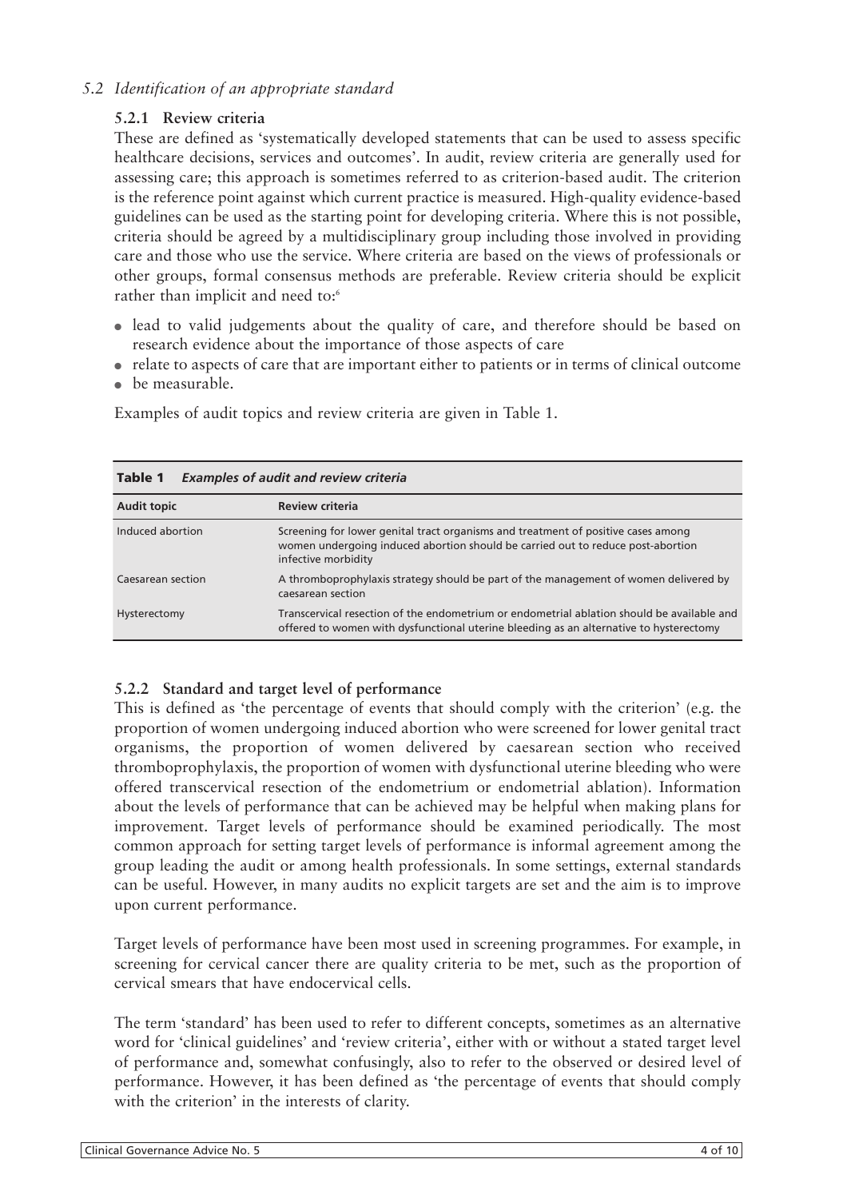## 5.2 Identification of an appropriate standard

### 5.2.1 Review criteria

These are defined as 'systematically developed statements that can be used to assess specific healthcare decisions, services and outcomes'. In audit, review criteria are generally used for assessing care; this approach is sometimes referred to as criterion-based audit. The criterion is the reference point against which current practice is measured. High-quality evidence-based guidelines can be used as the starting point for developing criteria. Where this is not possible, criteria should be agreed by a multidisciplinary group including those involved in providing care and those who use the service. Where criteria are based on the views of professionals or other groups, formal consensus methods are preferable. Review criteria should be explicit rather than implicit and need to:[6]

- lead to valid judgements about the quality of care, and therefore should be based on research evidence about the importance of those aspects of care
- relate to aspects of care that are important either to patients or in terms of clinical outcome
- be measurable.

Examples of audit topics and review criteria are given in Table 1.

**Table 1** *Examples of audit and review criteria*

| Audit topic | Review criteria |
|---|---|
| Induced abortion | Screening for lower genital tract organisms and treatment of positive cases among women undergoing induced abortion should be carried out to reduce post-abortion infective morbidity |
| Caesarean section | A thromboprophylaxis strategy should be part of the management of women delivered by caesarean section |
| Hysterectomy | Transcervical resection of the endometrium or endometrial ablation should be available and offered to women with dysfunctional uterine bleeding as an alternative to hysterectomy |

### 5.2.2 Standard and target level of performance

This is defined as 'the percentage of events that should comply with the criterion' (e.g. the proportion of women undergoing induced abortion who were screened for lower genital tract organisms, the proportion of women delivered by caesarean section who received thromboprophylaxis, the proportion of women with dysfunctional uterine bleeding who were offered transcervical resection of the endometrium or endometrial ablation). Information about the levels of performance that can be achieved may be helpful when making plans for improvement. Target levels of performance should be examined periodically. The most common approach for setting target levels of performance is informal agreement among the group leading the audit or among health professionals. In some settings, external standards can be useful. However, in many audits no explicit targets are set and the aim is to improve upon current performance.

Target levels of performance have been most used in screening programmes. For example, in screening for cervical cancer there are quality criteria to be met, such as the proportion of cervical smears that have endocervical cells.

The term 'standard' has been used to refer to different concepts, sometimes as an alternative word for 'clinical guidelines' and 'review criteria', either with or without a stated target level of performance and, somewhat confusingly, also to refer to the observed or desired level of performance. However, it has been defined as 'the percentage of events that should comply with the criterion' in the interests of clarity.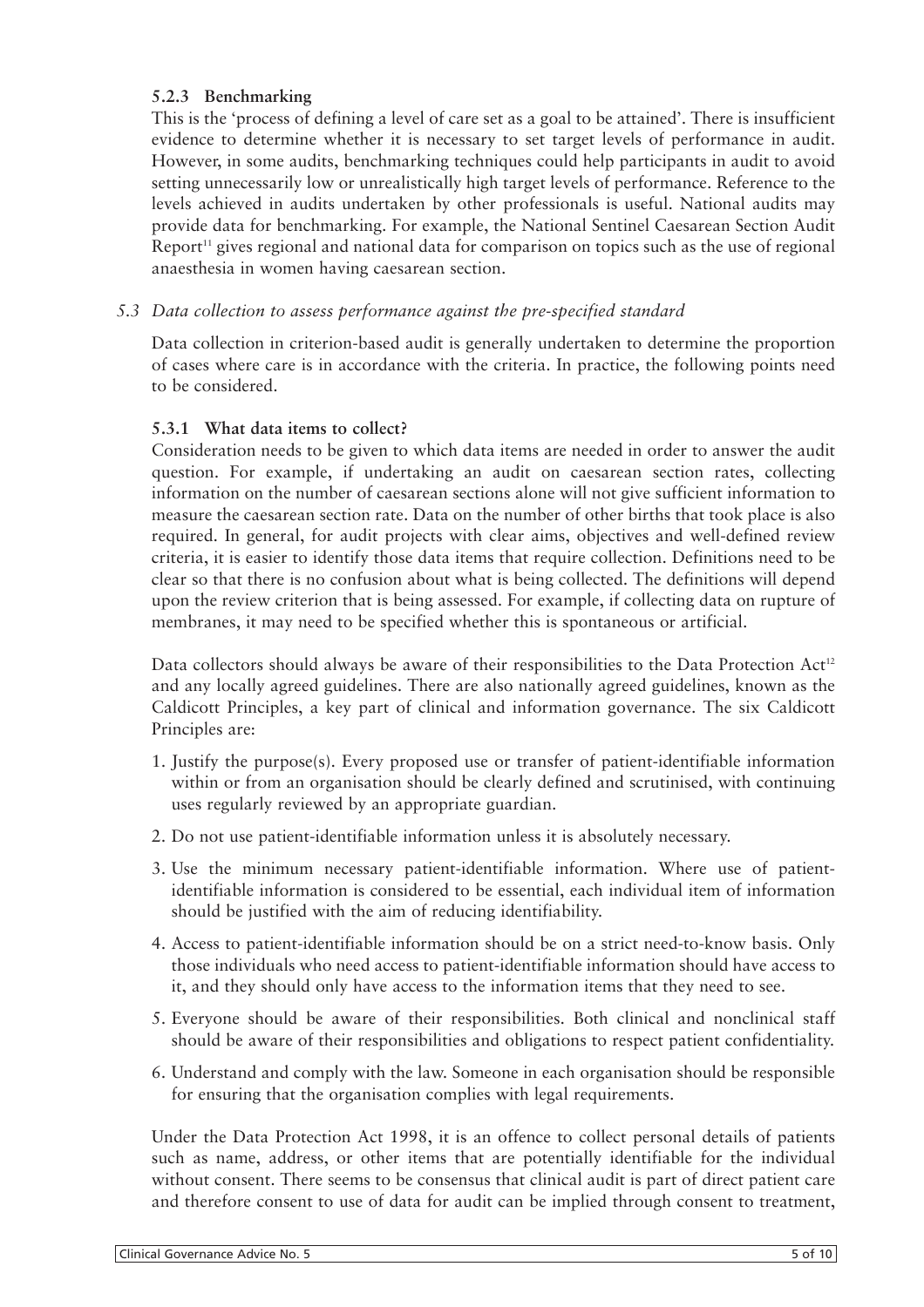#### 5.2.3 Benchmarking

This is the 'process of defining a level of care set as a goal to be attained'. There is insufficient evidence to determine whether it is necessary to set target levels of performance in audit. However, in some audits, benchmarking techniques could help participants in audit to avoid setting unnecessarily low or unrealistically high target levels of performance. Reference to the levels achieved in audits undertaken by other professionals is useful. National audits may provide data for benchmarking. For example, the National Sentinel Caesarean Section Audit Report[11] gives regional and national data for comparison on topics such as the use of regional anaesthesia in women having caesarean section.

### *5.3 Data collection to assess performance against the pre-specified standard*

Data collection in criterion-based audit is generally undertaken to determine the proportion of cases where care is in accordance with the criteria. In practice, the following points need to be considered.

#### 5.3.1 What data items to collect?

Consideration needs to be given to which data items are needed in order to answer the audit question. For example, if undertaking an audit on caesarean section rates, collecting information on the number of caesarean sections alone will not give sufficient information to measure the caesarean section rate. Data on the number of other births that took place is also required. In general, for audit projects with clear aims, objectives and well-defined review criteria, it is easier to identify those data items that require collection. Definitions need to be clear so that there is no confusion about what is being collected. The definitions will depend upon the review criterion that is being assessed. For example, if collecting data on rupture of membranes, it may need to be specified whether this is spontaneous or artificial.

Data collectors should always be aware of their responsibilities to the Data Protection Act[12] and any locally agreed guidelines. There are also nationally agreed guidelines, known as the Caldicott Principles, a key part of clinical and information governance. The six Caldicott Principles are:

1. Justify the purpose(s). Every proposed use or transfer of patient-identifiable information within or from an organisation should be clearly defined and scrutinised, with continuing uses regularly reviewed by an appropriate guardian.
2. Do not use patient-identifiable information unless it is absolutely necessary.
3. Use the minimum necessary patient-identifiable information. Where use of patient-identifiable information is considered to be essential, each individual item of information should be justified with the aim of reducing identifiability.
4. Access to patient-identifiable information should be on a strict need-to-know basis. Only those individuals who need access to patient-identifiable information should have access to it, and they should only have access to the information items that they need to see.
5. Everyone should be aware of their responsibilities. Both clinical and nonclinical staff should be aware of their responsibilities and obligations to respect patient confidentiality.
6. Understand and comply with the law. Someone in each organisation should be responsible for ensuring that the organisation complies with legal requirements.

Under the Data Protection Act 1998, it is an offence to collect personal details of patients such as name, address, or other items that are potentially identifiable for the individual without consent. There seems to be consensus that clinical audit is part of direct patient care and therefore consent to use of data for audit can be implied through consent to treatment,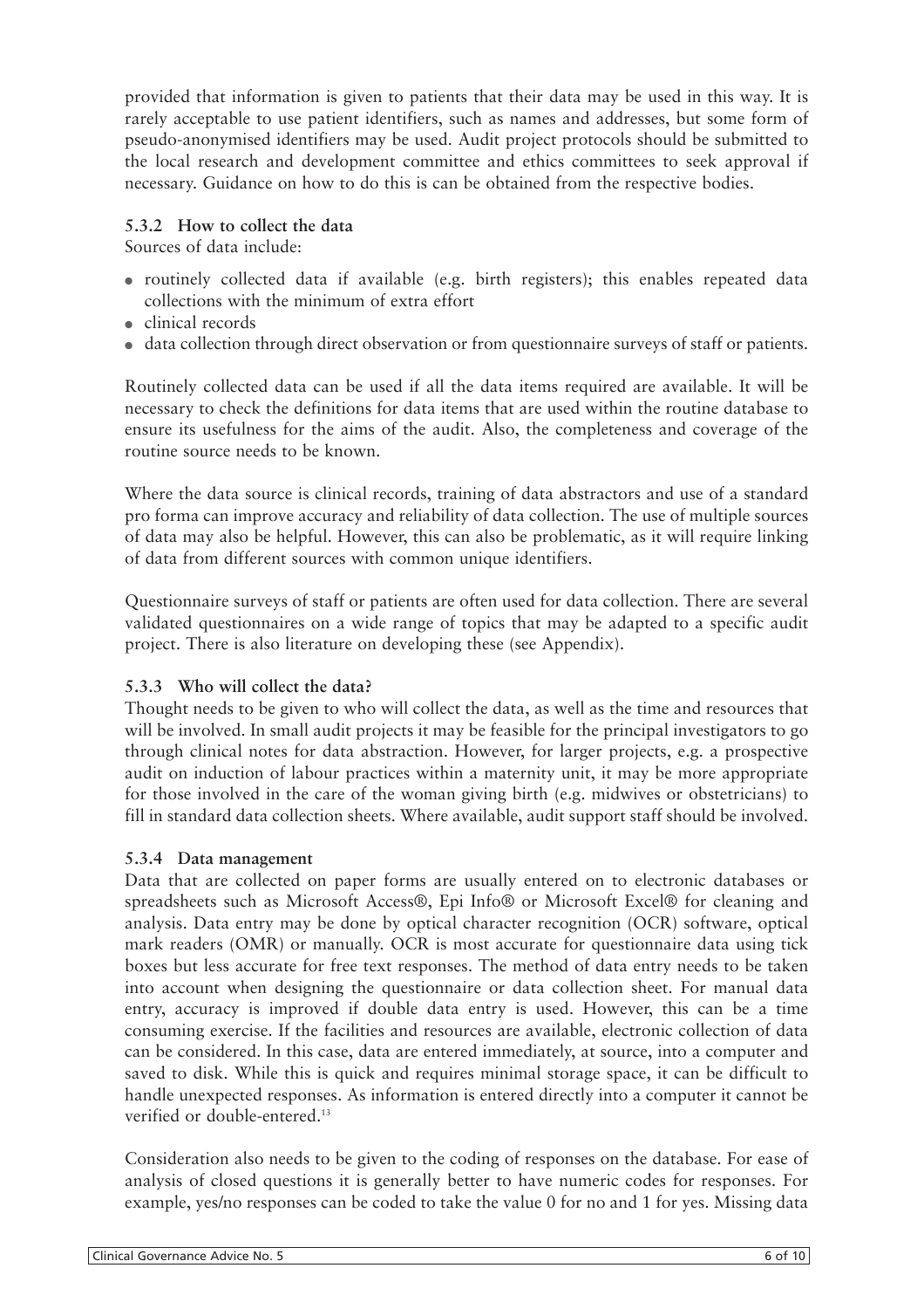provided that information is given to patients that their data may be used in this way. It is rarely acceptable to use patient identifiers, such as names and addresses, but some form of pseudo-anonymised identifiers may be used. Audit project protocols should be submitted to the local research and development committee and ethics committees to seek approval if necessary. Guidance on how to do this is can be obtained from the respective bodies.

### 5.3.2 How to collect the data

Sources of data include:

- routinely collected data if available (e.g. birth registers); this enables repeated data collections with the minimum of extra effort
- clinical records
- data collection through direct observation or from questionnaire surveys of staff or patients.

Routinely collected data can be used if all the data items required are available. It will be necessary to check the definitions for data items that are used within the routine database to ensure its usefulness for the aims of the audit. Also, the completeness and coverage of the routine source needs to be known.

Where the data source is clinical records, training of data abstractors and use of a standard pro forma can improve accuracy and reliability of data collection. The use of multiple sources of data may also be helpful. However, this can also be problematic, as it will require linking of data from different sources with common unique identifiers.

Questionnaire surveys of staff or patients are often used for data collection. There are several validated questionnaires on a wide range of topics that may be adapted to a specific audit project. There is also literature on developing these (see Appendix).

### 5.3.3 Who will collect the data?

Thought needs to be given to who will collect the data, as well as the time and resources that will be involved. In small audit projects it may be feasible for the principal investigators to go through clinical notes for data abstraction. However, for larger projects, e.g. a prospective audit on induction of labour practices within a maternity unit, it may be more appropriate for those involved in the care of the woman giving birth (e.g. midwives or obstetricians) to fill in standard data collection sheets. Where available, audit support staff should be involved.

### 5.3.4 Data management

Data that are collected on paper forms are usually entered on to electronic databases or spreadsheets such as Microsoft Access®, Epi Info® or Microsoft Excel® for cleaning and analysis. Data entry may be done by optical character recognition (OCR) software, optical mark readers (OMR) or manually. OCR is most accurate for questionnaire data using tick boxes but less accurate for free text responses. The method of data entry needs to be taken into account when designing the questionnaire or data collection sheet. For manual data entry, accuracy is improved if double data entry is used. However, this can be a time consuming exercise. If the facilities and resources are available, electronic collection of data can be considered. In this case, data are entered immediately, at source, into a computer and saved to disk. While this is quick and requires minimal storage space, it can be difficult to handle unexpected responses. As information is entered directly into a computer it cannot be verified or double-entered.[13]

Consideration also needs to be given to the coding of responses on the database. For ease of analysis of closed questions it is generally better to have numeric codes for responses. For example, yes/no responses can be coded to take the value 0 for no and 1 for yes. Missing data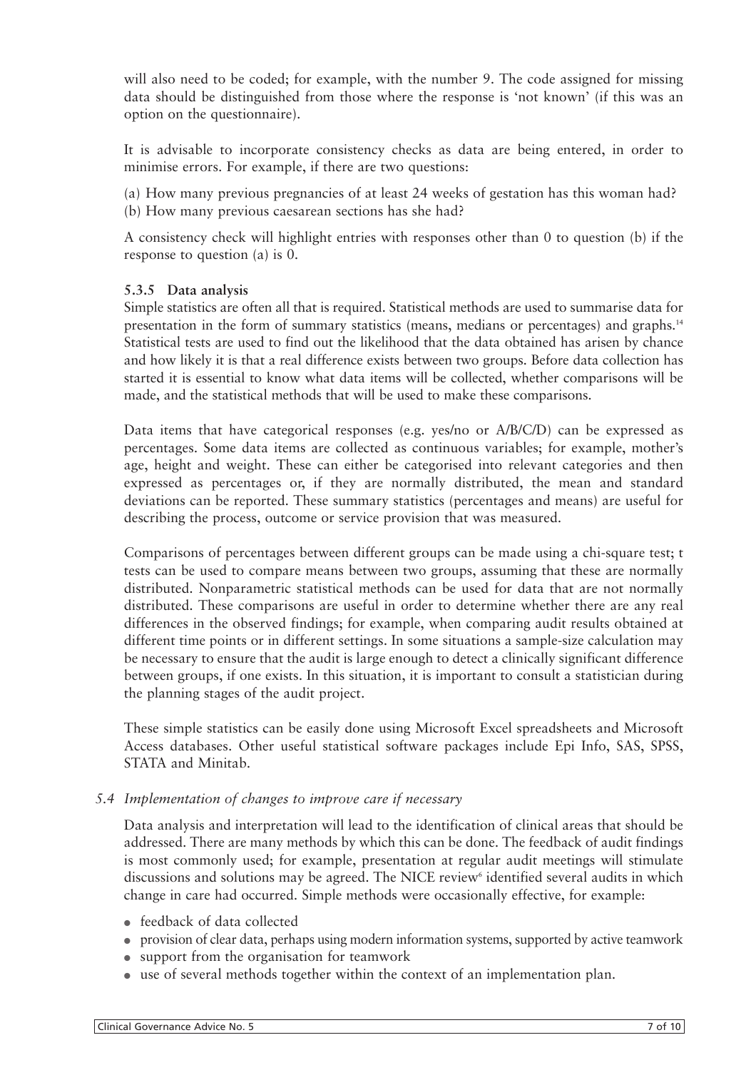will also need to be coded; for example, with the number 9. The code assigned for missing data should be distinguished from those where the response is 'not known' (if this was an option on the questionnaire).

It is advisable to incorporate consistency checks as data are being entered, in order to minimise errors. For example, if there are two questions:

(a) How many previous pregnancies of at least 24 weeks of gestation has this woman had?
(b) How many previous caesarean sections has she had?

A consistency check will highlight entries with responses other than 0 to question (b) if the response to question (a) is 0.

#### 5.3.5 Data analysis

Simple statistics are often all that is required. Statistical methods are used to summarise data for presentation in the form of summary statistics (means, medians or percentages) and graphs.[14] Statistical tests are used to find out the likelihood that the data obtained has arisen by chance and how likely it is that a real difference exists between two groups. Before data collection has started it is essential to know what data items will be collected, whether comparisons will be made, and the statistical methods that will be used to make these comparisons.

Data items that have categorical responses (e.g. yes/no or A/B/C/D) can be expressed as percentages. Some data items are collected as continuous variables; for example, mother's age, height and weight. These can either be categorised into relevant categories and then expressed as percentages or, if they are normally distributed, the mean and standard deviations can be reported. These summary statistics (percentages and means) are useful for describing the process, outcome or service provision that was measured.

Comparisons of percentages between different groups can be made using a chi-square test; t tests can be used to compare means between two groups, assuming that these are normally distributed. Nonparametric statistical methods can be used for data that are not normally distributed. These comparisons are useful in order to determine whether there are any real differences in the observed findings; for example, when comparing audit results obtained at different time points or in different settings. In some situations a sample-size calculation may be necessary to ensure that the audit is large enough to detect a clinically significant difference between groups, if one exists. In this situation, it is important to consult a statistician during the planning stages of the audit project.

These simple statistics can be easily done using Microsoft Excel spreadsheets and Microsoft Access databases. Other useful statistical software packages include Epi Info, SAS, SPSS, STATA and Minitab.

### *5.4 Implementation of changes to improve care if necessary*

Data analysis and interpretation will lead to the identification of clinical areas that should be addressed. There are many methods by which this can be done. The feedback of audit findings is most commonly used; for example, presentation at regular audit meetings will stimulate discussions and solutions may be agreed. The NICE review[6] identified several audits in which change in care had occurred. Simple methods were occasionally effective, for example:

- feedback of data collected
- provision of clear data, perhaps using modern information systems, supported by active teamwork
- support from the organisation for teamwork
- use of several methods together within the context of an implementation plan.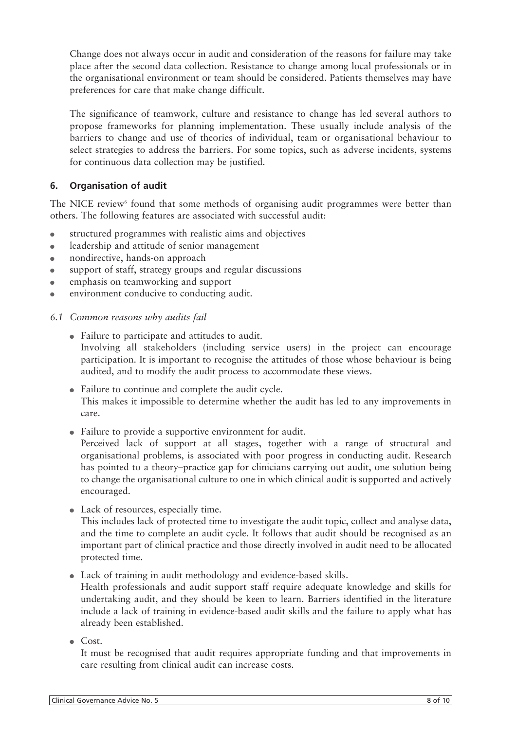Change does not always occur in audit and consideration of the reasons for failure may take place after the second data collection. Resistance to change among local professionals or in the organisational environment or team should be considered. Patients themselves may have preferences for care that make change difficult.

The significance of teamwork, culture and resistance to change has led several authors to propose frameworks for planning implementation. These usually include analysis of the barriers to change and use of theories of individual, team or organisational behaviour to select strategies to address the barriers. For some topics, such as adverse incidents, systems for continuous data collection may be justified.

## 6. Organisation of audit

The NICE review[6] found that some methods of organising audit programmes were better than others. The following features are associated with successful audit:

- structured programmes with realistic aims and objectives
- leadership and attitude of senior management
- nondirective, hands-on approach
- support of staff, strategy groups and regular discussions
- emphasis on teamworking and support
- environment conducive to conducting audit.

### *6.1 Common reasons why audits fail*

- Failure to participate and attitudes to audit.
  Involving all stakeholders (including service users) in the project can encourage participation. It is important to recognise the attitudes of those whose behaviour is being audited, and to modify the audit process to accommodate these views.

- Failure to continue and complete the audit cycle.
  This makes it impossible to determine whether the audit has led to any improvements in care.

- Failure to provide a supportive environment for audit.
  Perceived lack of support at all stages, together with a range of structural and organisational problems, is associated with poor progress in conducting audit. Research has pointed to a theory–practice gap for clinicians carrying out audit, one solution being to change the organisational culture to one in which clinical audit is supported and actively encouraged.

- Lack of resources, especially time.
  This includes lack of protected time to investigate the audit topic, collect and analyse data, and the time to complete an audit cycle. It follows that audit should be recognised as an important part of clinical practice and those directly involved in audit need to be allocated protected time.

- Lack of training in audit methodology and evidence-based skills.
  Health professionals and audit support staff require adequate knowledge and skills for undertaking audit, and they should be keen to learn. Barriers identified in the literature include a lack of training in evidence-based audit skills and the failure to apply what has already been established.

- Cost.
  It must be recognised that audit requires appropriate funding and that improvements in care resulting from clinical audit can increase costs.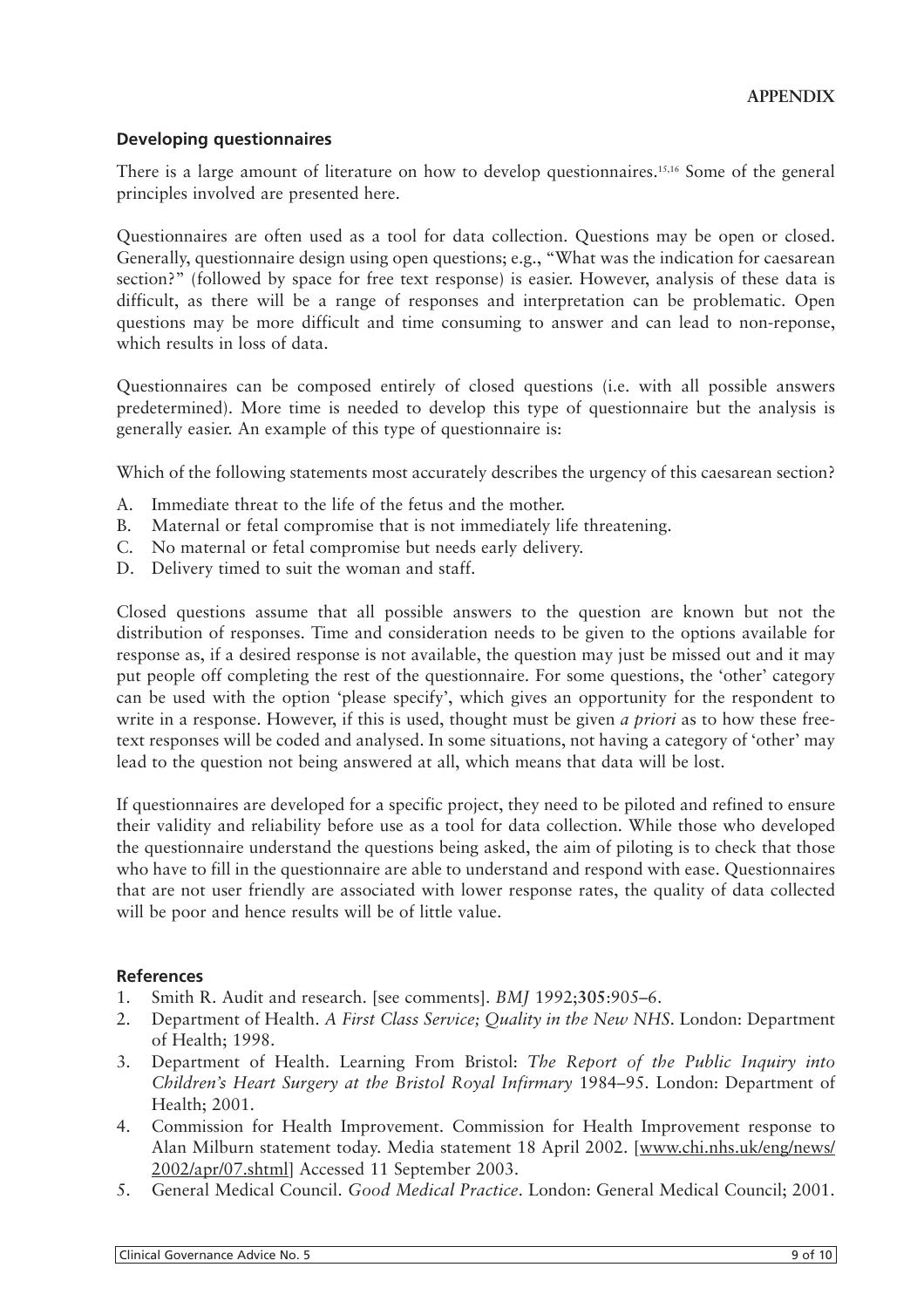**APPENDIX**

### Developing questionnaires

There is a large amount of literature on how to develop questionnaires.[15,16] Some of the general principles involved are presented here.

Questionnaires are often used as a tool for data collection. Questions may be open or closed. Generally, questionnaire design using open questions; e.g., "What was the indication for caesarean section?" (followed by space for free text response) is easier. However, analysis of these data is difficult, as there will be a range of responses and interpretation can be problematic. Open questions may be more difficult and time consuming to answer and can lead to non-reponse, which results in loss of data.

Questionnaires can be composed entirely of closed questions (i.e. with all possible answers predetermined). More time is needed to develop this type of questionnaire but the analysis is generally easier. An example of this type of questionnaire is:

Which of the following statements most accurately describes the urgency of this caesarean section?

A. Immediate threat to the life of the fetus and the mother.
B. Maternal or fetal compromise that is not immediately life threatening.
C. No maternal or fetal compromise but needs early delivery.
D. Delivery timed to suit the woman and staff.

Closed questions assume that all possible answers to the question are known but not the distribution of responses. Time and consideration needs to be given to the options available for response as, if a desired response is not available, the question may just be missed out and it may put people off completing the rest of the questionnaire. For some questions, the 'other' category can be used with the option 'please specify', which gives an opportunity for the respondent to write in a response. However, if this is used, thought must be given *a priori* as to how these free-text responses will be coded and analysed. In some situations, not having a category of 'other' may lead to the question not being answered at all, which means that data will be lost.

If questionnaires are developed for a specific project, they need to be piloted and refined to ensure their validity and reliability before use as a tool for data collection. While those who developed the questionnaire understand the questions being asked, the aim of piloting is to check that those who have to fill in the questionnaire are able to understand and respond with ease. Questionnaires that are not user friendly are associated with lower response rates, the quality of data collected will be poor and hence results will be of little value.

### References

1. Smith R. Audit and research. [see comments]. *BMJ* 1992;**305**:905–6.
2. Department of Health. *A First Class Service; Quality in the New NHS*. London: Department of Health; 1998.
3. Department of Health. Learning From Bristol: *The Report of the Public Inquiry into Children's Heart Surgery at the Bristol Royal Infirmary* 1984–95. London: Department of Health; 2001.
4. Commission for Health Improvement. Commission for Health Improvement response to Alan Milburn statement today. Media statement 18 April 2002. [www.chi.nhs.uk/eng/news/2002/apr/07.shtml] Accessed 11 September 2003.
5. General Medical Council. *Good Medical Practice*. London: General Medical Council; 2001.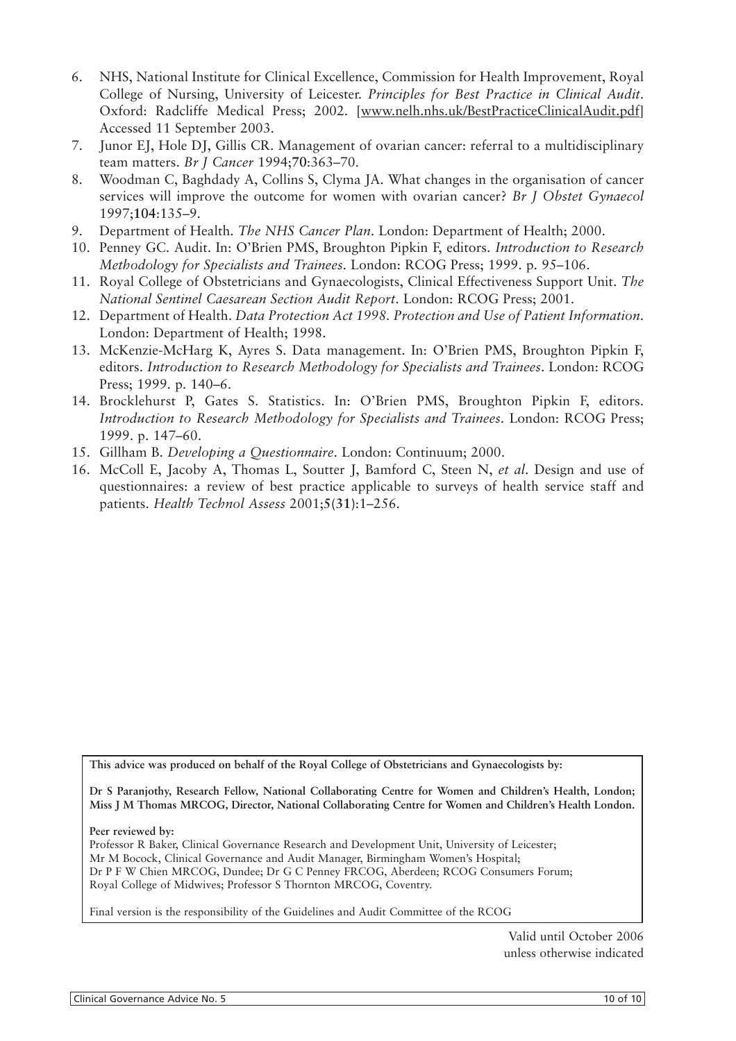6. NHS, National Institute for Clinical Excellence, Commission for Health Improvement, Royal College of Nursing, University of Leicester. *Principles for Best Practice in Clinical Audit*. Oxford: Radcliffe Medical Press; 2002. [www.nelh.nhs.uk/BestPracticeClinicalAudit.pdf] Accessed 11 September 2003.
7. Junor EJ, Hole DJ, Gillis CR. Management of ovarian cancer: referral to a multidisciplinary team matters. *Br J Cancer* 1994;**70**:363–70.
8. Woodman C, Baghdady A, Collins S, Clyma JA. What changes in the organisation of cancer services will improve the outcome for women with ovarian cancer? *Br J Obstet Gynaecol* 1997;**104**:135–9.
9. Department of Health. *The NHS Cancer Plan*. London: Department of Health; 2000.
10. Penney GC. Audit. In: O'Brien PMS, Broughton Pipkin F, editors. *Introduction to Research Methodology for Specialists and Trainees*. London: RCOG Press; 1999. p. 95–106.
11. Royal College of Obstetricians and Gynaecologists, Clinical Effectiveness Support Unit. *The National Sentinel Caesarean Section Audit Report*. London: RCOG Press; 2001.
12. Department of Health. *Data Protection Act 1998. Protection and Use of Patient Information*. London: Department of Health; 1998.
13. McKenzie-McHarg K, Ayres S. Data management. In: O'Brien PMS, Broughton Pipkin F, editors. *Introduction to Research Methodology for Specialists and Trainees*. London: RCOG Press; 1999. p. 140–6.
14. Brocklehurst P, Gates S. Statistics. In: O'Brien PMS, Broughton Pipkin F, editors. *Introduction to Research Methodology for Specialists and Trainees*. London: RCOG Press; 1999. p. 147–60.
15. Gillham B. *Developing a Questionnaire*. London: Continuum; 2000.
16. McColl E, Jacoby A, Thomas L, Soutter J, Bamford C, Steen N, *et al*. Design and use of questionnaires: a review of best practice applicable to surveys of health service staff and patients. *Health Technol Assess* 2001;**5**(**31**):1–256.

**This advice was produced on behalf of the Royal College of Obstetricians and Gynaecologists by:**

**Dr S Paranjothy, Research Fellow, National Collaborating Centre for Women and Children's Health, London; Miss J M Thomas MRCOG, Director, National Collaborating Centre for Women and Children's Health London.**

**Peer reviewed by:**
Professor R Baker, Clinical Governance Research and Development Unit, University of Leicester;
Mr M Bocock, Clinical Governance and Audit Manager, Birmingham Women's Hospital;
Dr P F W Chien MRCOG, Dundee; Dr G C Penney FRCOG, Aberdeen; RCOG Consumers Forum;
Royal College of Midwives; Professor S Thornton MRCOG, Coventry.

Final version is the responsibility of the Guidelines and Audit Committee of the RCOG

Valid until October 2006
unless otherwise indicated